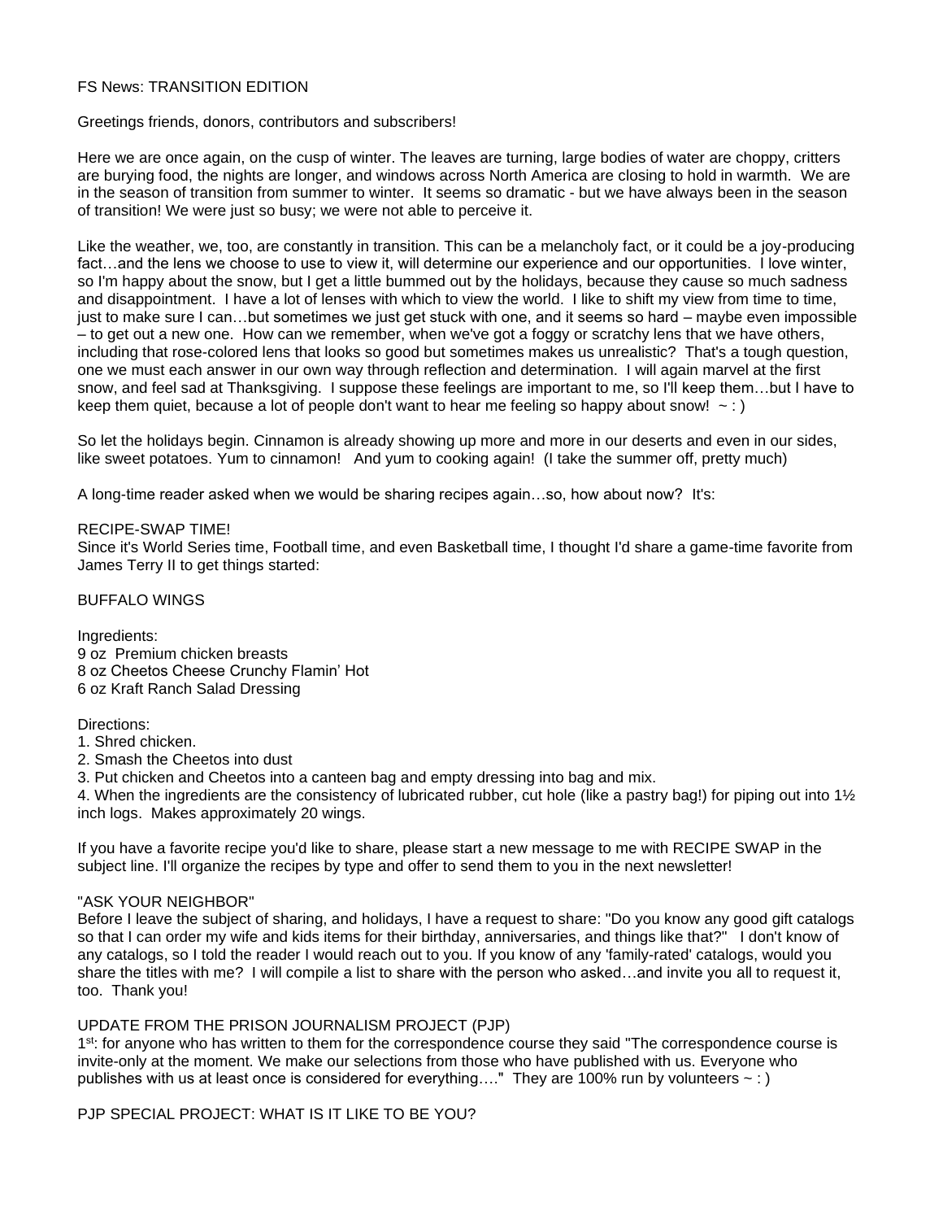FS News: TRANSITION EDITION

Greetings friends, donors, contributors and subscribers!

Here we are once again, on the cusp of winter. The leaves are turning, large bodies of water are choppy, critters are burying food, the nights are longer, and windows across North America are closing to hold in warmth. We are in the season of transition from summer to winter. It seems so dramatic - but we have always been in the season of transition! We were just so busy; we were not able to perceive it.

Like the weather, we, too, are constantly in transition. This can be a melancholy fact, or it could be a joy-producing fact…and the lens we choose to use to view it, will determine our experience and our opportunities. I love winter, so I'm happy about the snow, but I get a little bummed out by the holidays, because they cause so much sadness and disappointment. I have a lot of lenses with which to view the world. I like to shift my view from time to time, just to make sure I can…but sometimes we just get stuck with one, and it seems so hard – maybe even impossible – to get out a new one. How can we remember, when we've got a foggy or scratchy lens that we have others, including that rose-colored lens that looks so good but sometimes makes us unrealistic? That's a tough question, one we must each answer in our own way through reflection and determination. I will again marvel at the first snow, and feel sad at Thanksgiving. I suppose these feelings are important to me, so I'll keep them…but I have to keep them quiet, because a lot of people don't want to hear me feeling so happy about snow! ~ : )

So let the holidays begin. Cinnamon is already showing up more and more in our deserts and even in our sides, like sweet potatoes. Yum to cinnamon! And yum to cooking again! (I take the summer off, pretty much)

A long-time reader asked when we would be sharing recipes again…so, how about now? It's:

RECIPE-SWAP TIME!
Since it's World Series time, Football time, and even Basketball time, I thought I'd share a game-time favorite from James Terry II to get things started:

BUFFALO WINGS

Ingredients:
9 oz Premium chicken breasts
8 oz Cheetos Cheese Crunchy Flamin' Hot
6 oz Kraft Ranch Salad Dressing

Directions:
1. Shred chicken.
2. Smash the Cheetos into dust
3. Put chicken and Cheetos into a canteen bag and empty dressing into bag and mix.
4. When the ingredients are the consistency of lubricated rubber, cut hole (like a pastry bag!) for piping out into 1½ inch logs. Makes approximately 20 wings.

If you have a favorite recipe you'd like to share, please start a new message to me with RECIPE SWAP in the subject line. I'll organize the recipes by type and offer to send them to you in the next newsletter!

"ASK YOUR NEIGHBOR"
Before I leave the subject of sharing, and holidays, I have a request to share: "Do you know any good gift catalogs so that I can order my wife and kids items for their birthday, anniversaries, and things like that?" I don't know of any catalogs, so I told the reader I would reach out to you. If you know of any 'family-rated' catalogs, would you share the titles with me? I will compile a list to share with the person who asked…and invite you all to request it, too. Thank you!

UPDATE FROM THE PRISON JOURNALISM PROJECT (PJP)
1st: for anyone who has written to them for the correspondence course they said "The correspondence course is invite-only at the moment. We make our selections from those who have published with us. Everyone who publishes with us at least once is considered for everything…." They are 100% run by volunteers ~ : )

PJP SPECIAL PROJECT: WHAT IS IT LIKE TO BE YOU?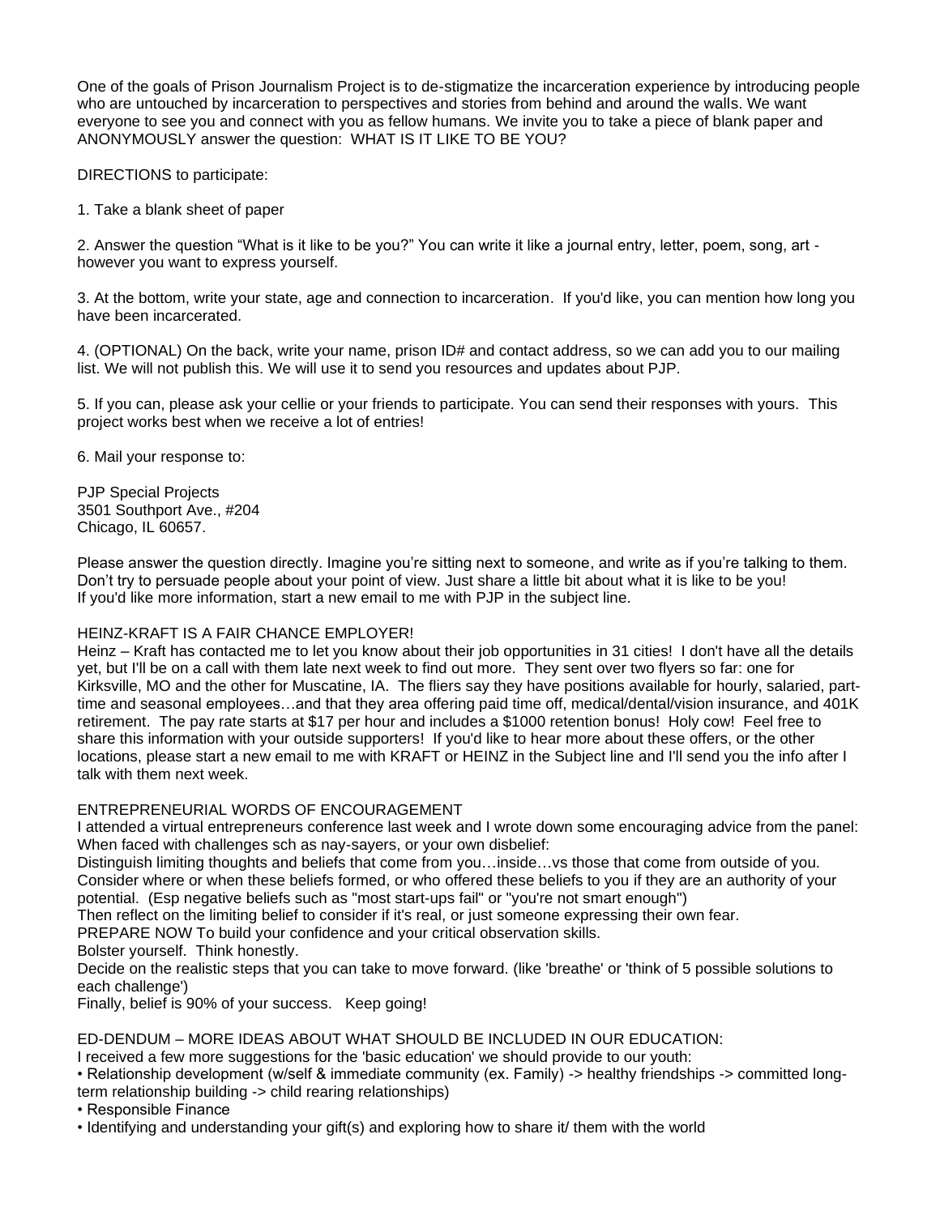One of the goals of Prison Journalism Project is to de-stigmatize the incarceration experience by introducing people who are untouched by incarceration to perspectives and stories from behind and around the walls. We want everyone to see you and connect with you as fellow humans. We invite you to take a piece of blank paper and ANONYMOUSLY answer the question: WHAT IS IT LIKE TO BE YOU?

DIRECTIONS to participate:

1. Take a blank sheet of paper

2. Answer the question "What is it like to be you?" You can write it like a journal entry, letter, poem, song, art - however you want to express yourself.

3. At the bottom, write your state, age and connection to incarceration. If you'd like, you can mention how long you have been incarcerated.

4. (OPTIONAL) On the back, write your name, prison ID# and contact address, so we can add you to our mailing list. We will not publish this. We will use it to send you resources and updates about PJP.

5. If you can, please ask your cellie or your friends to participate. You can send their responses with yours. This project works best when we receive a lot of entries!

6. Mail your response to:

PJP Special Projects
3501 Southport Ave., #204
Chicago, IL 60657.

Please answer the question directly. Imagine you're sitting next to someone, and write as if you're talking to them. Don't try to persuade people about your point of view. Just share a little bit about what it is like to be you!
If you'd like more information, start a new email to me with PJP in the subject line.

HEINZ-KRAFT IS A FAIR CHANCE EMPLOYER!
Heinz – Kraft has contacted me to let you know about their job opportunities in 31 cities! I don't have all the details yet, but I'll be on a call with them late next week to find out more. They sent over two flyers so far: one for Kirksville, MO and the other for Muscatine, IA. The fliers say they have positions available for hourly, salaried, part-time and seasonal employees…and that they area offering paid time off, medical/dental/vision insurance, and 401K retirement. The pay rate starts at $17 per hour and includes a $1000 retention bonus! Holy cow! Feel free to share this information with your outside supporters! If you'd like to hear more about these offers, or the other locations, please start a new email to me with KRAFT or HEINZ in the Subject line and I'll send you the info after I talk with them next week.

ENTREPRENEURIAL WORDS OF ENCOURAGEMENT
I attended a virtual entrepreneurs conference last week and I wrote down some encouraging advice from the panel:
When faced with challenges sch as nay-sayers, or your own disbelief:
Distinguish limiting thoughts and beliefs that come from you…inside…vs those that come from outside of you.
Consider where or when these beliefs formed, or who offered these beliefs to you if they are an authority of your potential. (Esp negative beliefs such as "most start-ups fail" or "you're not smart enough")
Then reflect on the limiting belief to consider if it's real, or just someone expressing their own fear.
PREPARE NOW To build your confidence and your critical observation skills.
Bolster yourself. Think honestly.
Decide on the realistic steps that you can take to move forward. (like 'breathe' or 'think of 5 possible solutions to each challenge')
Finally, belief is 90% of your success. Keep going!

ED-DENDUM – MORE IDEAS ABOUT WHAT SHOULD BE INCLUDED IN OUR EDUCATION:
I received a few more suggestions for the 'basic education' we should provide to our youth:

- Relationship development (w/self & immediate community (ex. Family) -> healthy friendships -> committed long-term relationship building -> child rearing relationships)
- Responsible Finance
- Identifying and understanding your gift(s) and exploring how to share it/ them with the world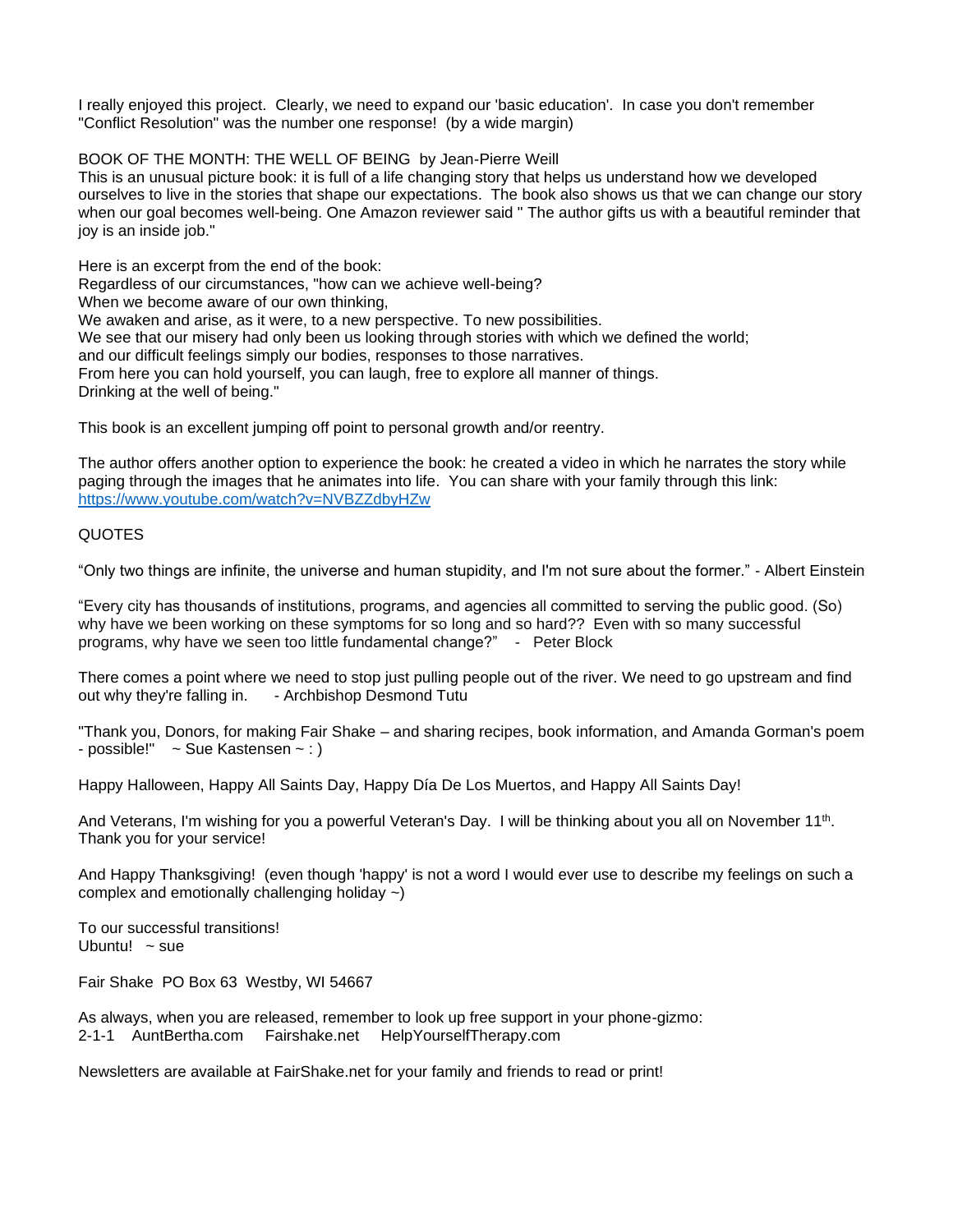I really enjoyed this project. Clearly, we need to expand our 'basic education'. In case you don't remember "Conflict Resolution" was the number one response! (by a wide margin)

BOOK OF THE MONTH: THE WELL OF BEING by Jean-Pierre Weill

This is an unusual picture book: it is full of a life changing story that helps us understand how we developed ourselves to live in the stories that shape our expectations. The book also shows us that we can change our story when our goal becomes well-being. One Amazon reviewer said " The author gifts us with a beautiful reminder that joy is an inside job."

Here is an excerpt from the end of the book:
Regardless of our circumstances, "how can we achieve well-being?
When we become aware of our own thinking,
We awaken and arise, as it were, to a new perspective. To new possibilities.
We see that our misery had only been us looking through stories with which we defined the world;
and our difficult feelings simply our bodies, responses to those narratives.
From here you can hold yourself, you can laugh, free to explore all manner of things.
Drinking at the well of being."

This book is an excellent jumping off point to personal growth and/or reentry.

The author offers another option to experience the book: he created a video in which he narrates the story while paging through the images that he animates into life. You can share with your family through this link: https://www.youtube.com/watch?v=NVBZZdbyHZw

QUOTES

“Only two things are infinite, the universe and human stupidity, and I'm not sure about the former.” - Albert Einstein

“Every city has thousands of institutions, programs, and agencies all committed to serving the public good. (So) why have we been working on these symptoms for so long and so hard?? Even with so many successful programs, why have we seen too little fundamental change?” - Peter Block

There comes a point where we need to stop just pulling people out of the river. We need to go upstream and find out why they're falling in. - Archbishop Desmond Tutu

"Thank you, Donors, for making Fair Shake – and sharing recipes, book information, and Amanda Gorman's poem - possible!" ~ Sue Kastensen ~ : )

Happy Halloween, Happy All Saints Day, Happy Día De Los Muertos, and Happy All Saints Day!

And Veterans, I'm wishing for you a powerful Veteran's Day. I will be thinking about you all on November 11th. Thank you for your service!

And Happy Thanksgiving! (even though 'happy' is not a word I would ever use to describe my feelings on such a complex and emotionally challenging holiday ~)

To our successful transitions!
Ubuntu! ~ sue

Fair Shake PO Box 63 Westby, WI 54667

As always, when you are released, remember to look up free support in your phone-gizmo:
2-1-1 AuntBertha.com Fairshake.net HelpYourselfTherapy.com

Newsletters are available at FairShake.net for your family and friends to read or print!